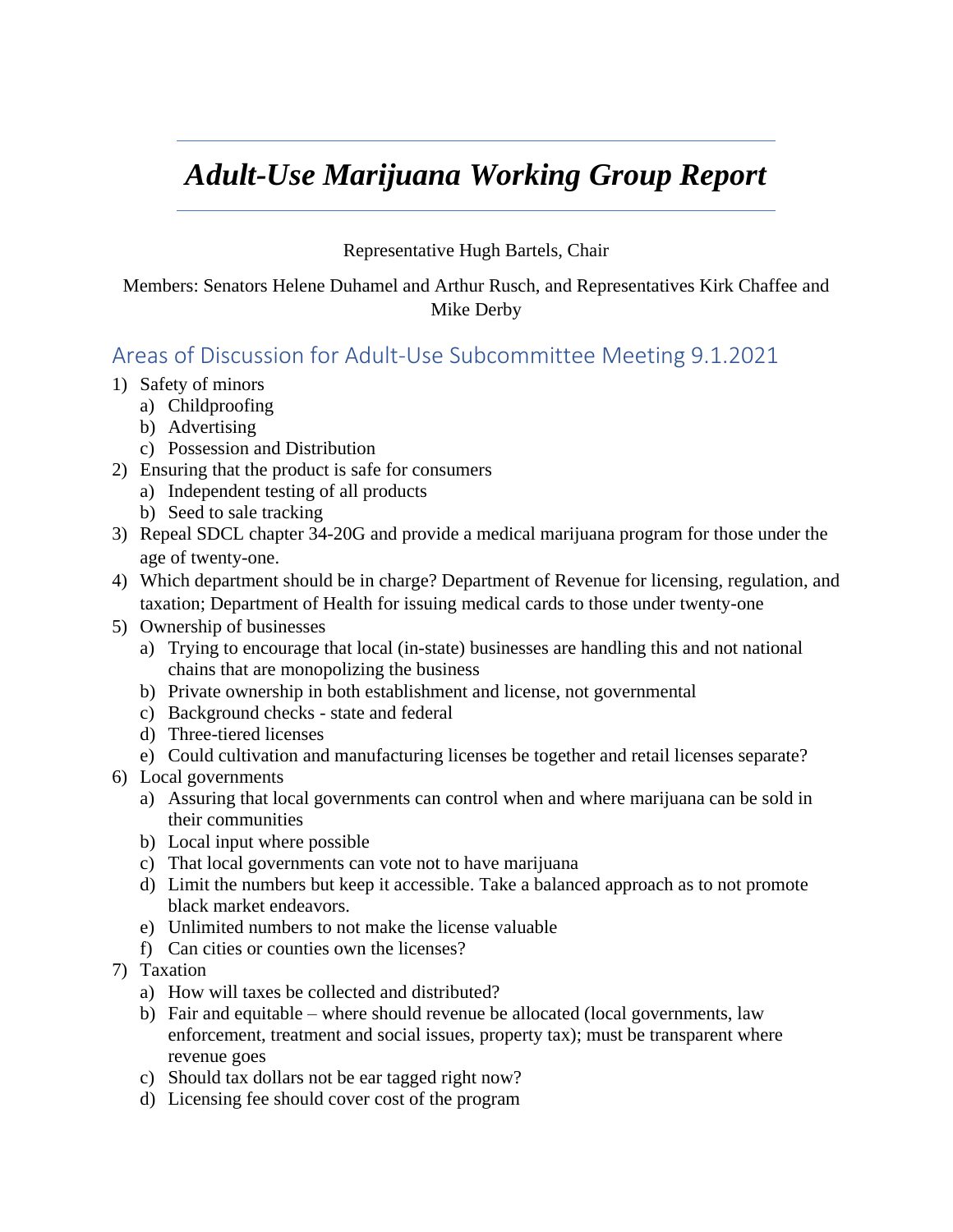# *Adult-Use Marijuana Working Group Report*

Representative Hugh Bartels, Chair

Members: Senators Helene Duhamel and Arthur Rusch, and Representatives Kirk Chaffee and Mike Derby

## Areas of Discussion for Adult-Use Subcommittee Meeting 9.1.2021

1) Safety of minors
   a) Childproofing
   b) Advertising
   c) Possession and Distribution
2) Ensuring that the product is safe for consumers
   a) Independent testing of all products
   b) Seed to sale tracking
3) Repeal SDCL chapter 34-20G and provide a medical marijuana program for those under the age of twenty-one.
4) Which department should be in charge? Department of Revenue for licensing, regulation, and taxation; Department of Health for issuing medical cards to those under twenty-one
5) Ownership of businesses
   a) Trying to encourage that local (in-state) businesses are handling this and not national chains that are monopolizing the business
   b) Private ownership in both establishment and license, not governmental
   c) Background checks - state and federal
   d) Three-tiered licenses
   e) Could cultivation and manufacturing licenses be together and retail licenses separate?
6) Local governments
   a) Assuring that local governments can control when and where marijuana can be sold in their communities
   b) Local input where possible
   c) That local governments can vote not to have marijuana
   d) Limit the numbers but keep it accessible. Take a balanced approach as to not promote black market endeavors.
   e) Unlimited numbers to not make the license valuable
   f) Can cities or counties own the licenses?
7) Taxation
   a) How will taxes be collected and distributed?
   b) Fair and equitable – where should revenue be allocated (local governments, law enforcement, treatment and social issues, property tax); must be transparent where revenue goes
   c) Should tax dollars not be ear tagged right now?
   d) Licensing fee should cover cost of the program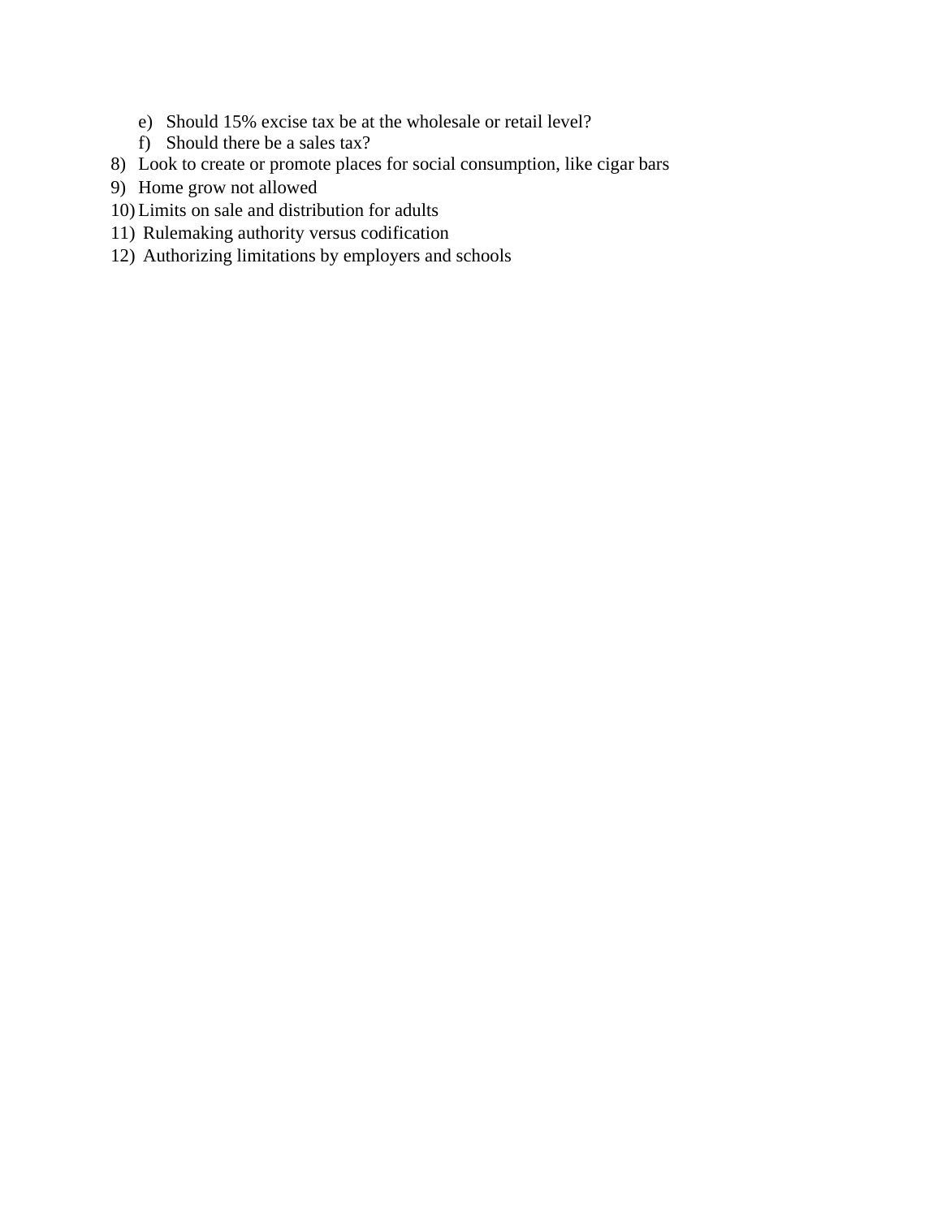e) Should 15% excise tax be at the wholesale or retail level?
   f) Should there be a sales tax?

8) Look to create or promote places for social consumption, like cigar bars
9) Home grow not allowed
10) Limits on sale and distribution for adults
11) Rulemaking authority versus codification
12) Authorizing limitations by employers and schools